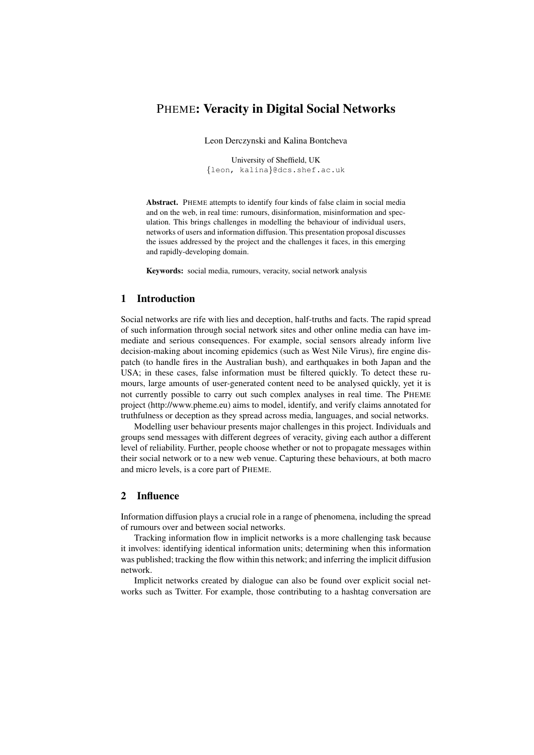# PHEME: Veracity in Digital Social Networks

Leon Derczynski and Kalina Bontcheva

University of Sheffield, UK
{leon, kalina}@dcs.shef.ac.uk

**Abstract.** PHEME attempts to identify four kinds of false claim in social media and on the web, in real time: rumours, disinformation, misinformation and speculation. This brings challenges in modelling the behaviour of individual users, networks of users and information diffusion. This presentation proposal discusses the issues addressed by the project and the challenges it faces, in this emerging and rapidly-developing domain.

**Keywords:** social media, rumours, veracity, social network analysis

## 1 Introduction

Social networks are rife with lies and deception, half-truths and facts. The rapid spread of such information through social network sites and other online media can have immediate and serious consequences. For example, social sensors already inform live decision-making about incoming epidemics (such as West Nile Virus), fire engine dispatch (to handle fires in the Australian bush), and earthquakes in both Japan and the USA; in these cases, false information must be filtered quickly. To detect these rumours, large amounts of user-generated content need to be analysed quickly, yet it is not currently possible to carry out such complex analyses in real time. The PHEME project (http://www.pheme.eu) aims to model, identify, and verify claims annotated for truthfulness or deception as they spread across media, languages, and social networks.

Modelling user behaviour presents major challenges in this project. Individuals and groups send messages with different degrees of veracity, giving each author a different level of reliability. Further, people choose whether or not to propagate messages within their social network or to a new web venue. Capturing these behaviours, at both macro and micro levels, is a core part of PHEME.

## 2 Influence

Information diffusion plays a crucial role in a range of phenomena, including the spread of rumours over and between social networks.

Tracking information flow in implicit networks is a more challenging task because it involves: identifying identical information units; determining when this information was published; tracking the flow within this network; and inferring the implicit diffusion network.

Implicit networks created by dialogue can also be found over explicit social networks such as Twitter. For example, those contributing to a hashtag conversation are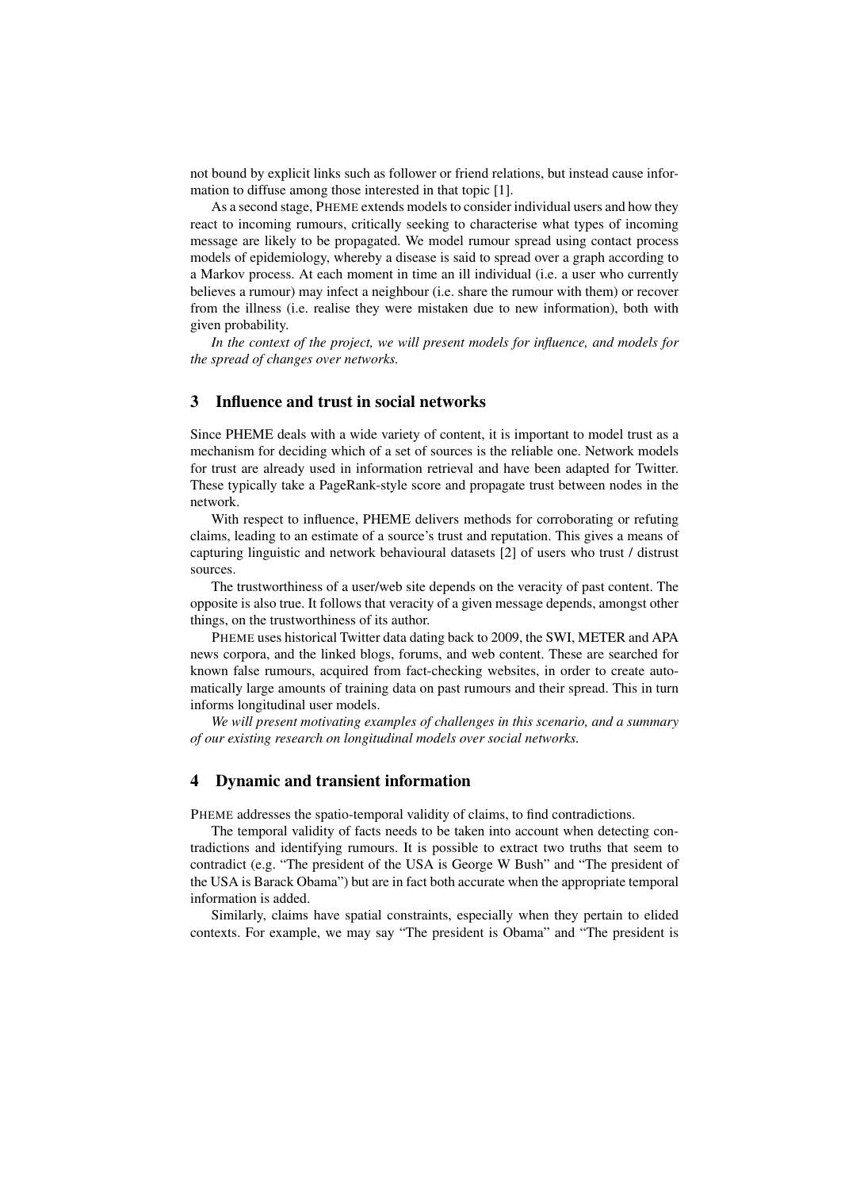not bound by explicit links such as follower or friend relations, but instead cause information to diffuse among those interested in that topic [1].

As a second stage, PHEME extends models to consider individual users and how they react to incoming rumours, critically seeking to characterise what types of incoming message are likely to be propagated. We model rumour spread using contact process models of epidemiology, whereby a disease is said to spread over a graph according to a Markov process. At each moment in time an ill individual (i.e. a user who currently believes a rumour) may infect a neighbour (i.e. share the rumour with them) or recover from the illness (i.e. realise they were mistaken due to new information), both with given probability.

*In the context of the project, we will present models for influence, and models for the spread of changes over networks.*

## 3 Influence and trust in social networks

Since PHEME deals with a wide variety of content, it is important to model trust as a mechanism for deciding which of a set of sources is the reliable one. Network models for trust are already used in information retrieval and have been adapted for Twitter. These typically take a PageRank-style score and propagate trust between nodes in the network.

With respect to influence, PHEME delivers methods for corroborating or refuting claims, leading to an estimate of a source's trust and reputation. This gives a means of capturing linguistic and network behavioural datasets [2] of users who trust / distrust sources.

The trustworthiness of a user/web site depends on the veracity of past content. The opposite is also true. It follows that veracity of a given message depends, amongst other things, on the trustworthiness of its author.

PHEME uses historical Twitter data dating back to 2009, the SWI, METER and APA news corpora, and the linked blogs, forums, and web content. These are searched for known false rumours, acquired from fact-checking websites, in order to create automatically large amounts of training data on past rumours and their spread. This in turn informs longitudinal user models.

*We will present motivating examples of challenges in this scenario, and a summary of our existing research on longitudinal models over social networks.*

## 4 Dynamic and transient information

PHEME addresses the spatio-temporal validity of claims, to find contradictions.

The temporal validity of facts needs to be taken into account when detecting contradictions and identifying rumours. It is possible to extract two truths that seem to contradict (e.g. "The president of the USA is George W Bush" and "The president of the USA is Barack Obama") but are in fact both accurate when the appropriate temporal information is added.

Similarly, claims have spatial constraints, especially when they pertain to elided contexts. For example, we may say "The president is Obama" and "The president is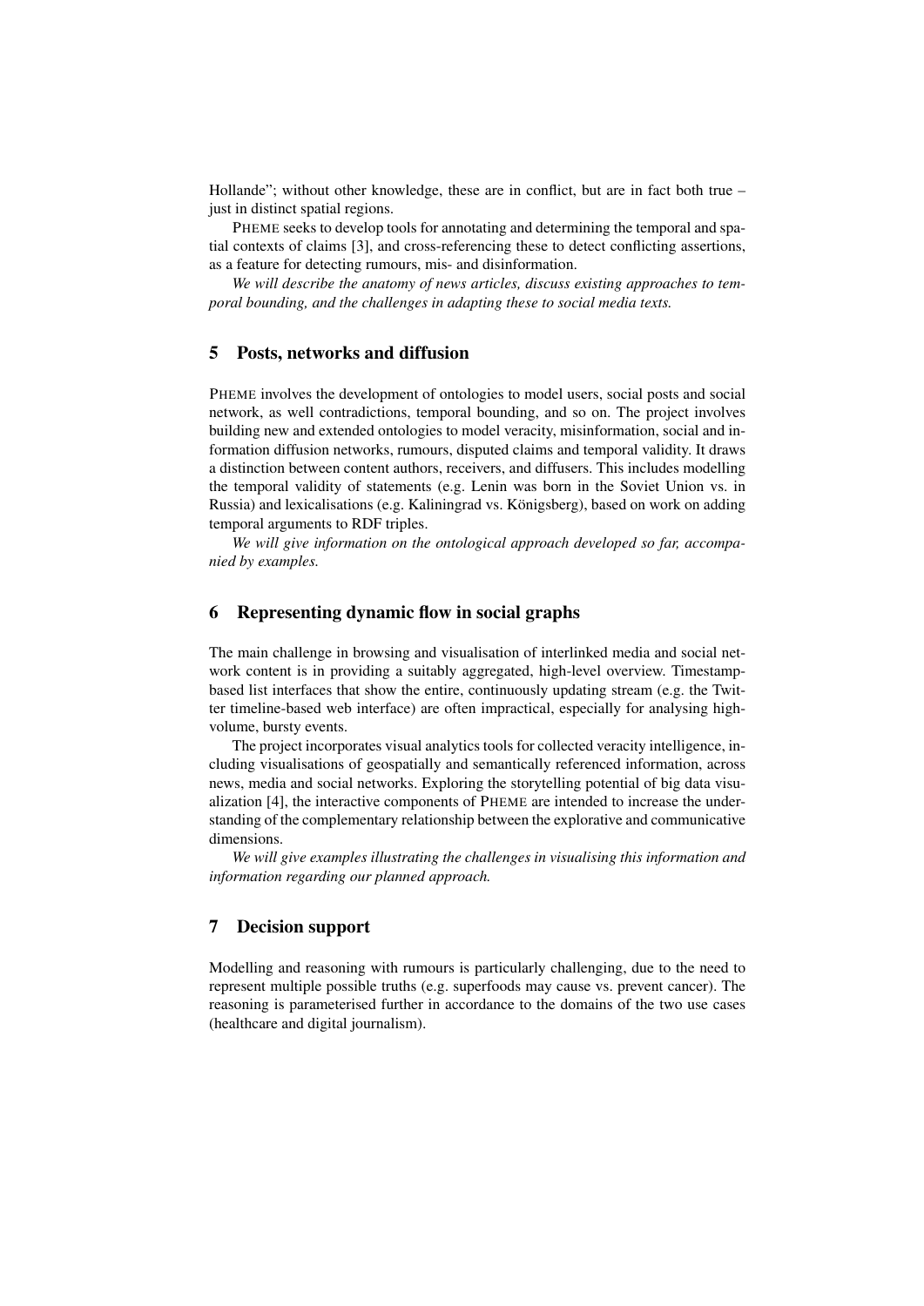Hollande"; without other knowledge, these are in conflict, but are in fact both true – just in distinct spatial regions.

PHEME seeks to develop tools for annotating and determining the temporal and spatial contexts of claims [3], and cross-referencing these to detect conflicting assertions, as a feature for detecting rumours, mis- and disinformation.

*We will describe the anatomy of news articles, discuss existing approaches to temporal bounding, and the challenges in adapting these to social media texts.*

## 5 Posts, networks and diffusion

PHEME involves the development of ontologies to model users, social posts and social network, as well contradictions, temporal bounding, and so on. The project involves building new and extended ontologies to model veracity, misinformation, social and information diffusion networks, rumours, disputed claims and temporal validity. It draws a distinction between content authors, receivers, and diffusers. This includes modelling the temporal validity of statements (e.g. Lenin was born in the Soviet Union vs. in Russia) and lexicalisations (e.g. Kaliningrad vs. Königsberg), based on work on adding temporal arguments to RDF triples.

*We will give information on the ontological approach developed so far, accompanied by examples.*

## 6 Representing dynamic flow in social graphs

The main challenge in browsing and visualisation of interlinked media and social network content is in providing a suitably aggregated, high-level overview. Timestamp-based list interfaces that show the entire, continuously updating stream (e.g. the Twitter timeline-based web interface) are often impractical, especially for analysing high-volume, bursty events.

The project incorporates visual analytics tools for collected veracity intelligence, including visualisations of geospatially and semantically referenced information, across news, media and social networks. Exploring the storytelling potential of big data visualization [4], the interactive components of PHEME are intended to increase the understanding of the complementary relationship between the explorative and communicative dimensions.

*We will give examples illustrating the challenges in visualising this information and information regarding our planned approach.*

## 7 Decision support

Modelling and reasoning with rumours is particularly challenging, due to the need to represent multiple possible truths (e.g. superfoods may cause vs. prevent cancer). The reasoning is parameterised further in accordance to the domains of the two use cases (healthcare and digital journalism).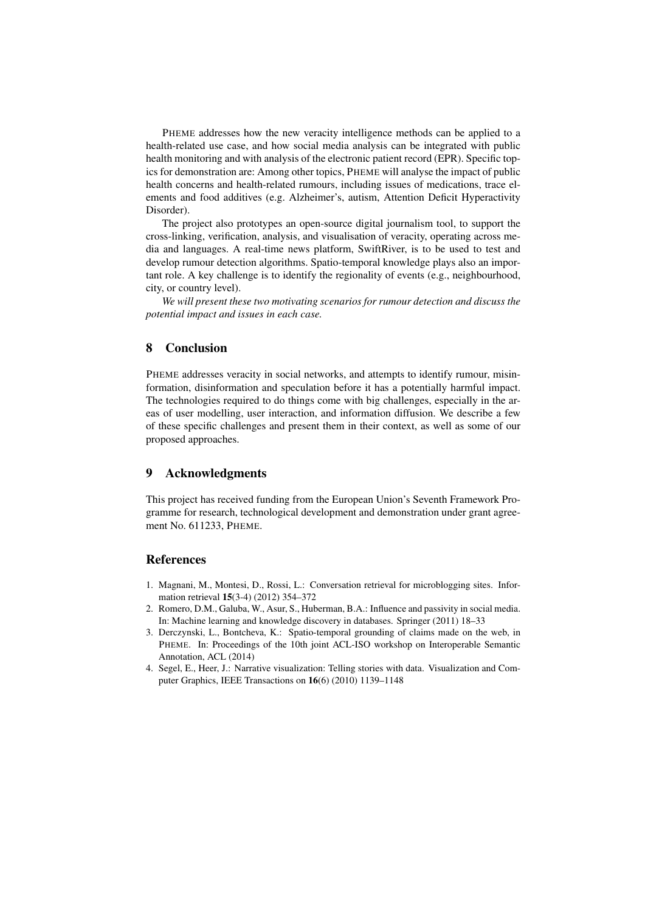PHEME addresses how the new veracity intelligence methods can be applied to a health-related use case, and how social media analysis can be integrated with public health monitoring and with analysis of the electronic patient record (EPR). Specific topics for demonstration are: Among other topics, PHEME will analyse the impact of public health concerns and health-related rumours, including issues of medications, trace elements and food additives (e.g. Alzheimer's, autism, Attention Deficit Hyperactivity Disorder).

The project also prototypes an open-source digital journalism tool, to support the cross-linking, verification, analysis, and visualisation of veracity, operating across media and languages. A real-time news platform, SwiftRiver, is to be used to test and develop rumour detection algorithms. Spatio-temporal knowledge plays also an important role. A key challenge is to identify the regionality of events (e.g., neighbourhood, city, or country level).

*We will present these two motivating scenarios for rumour detection and discuss the potential impact and issues in each case.*

## 8 Conclusion

PHEME addresses veracity in social networks, and attempts to identify rumour, misinformation, disinformation and speculation before it has a potentially harmful impact. The technologies required to do things come with big challenges, especially in the areas of user modelling, user interaction, and information diffusion. We describe a few of these specific challenges and present them in their context, as well as some of our proposed approaches.

## 9 Acknowledgments

This project has received funding from the European Union's Seventh Framework Programme for research, technological development and demonstration under grant agreement No. 611233, PHEME.

## References

1. Magnani, M., Montesi, D., Rossi, L.: Conversation retrieval for microblogging sites. Information retrieval **15**(3-4) (2012) 354–372
2. Romero, D.M., Galuba, W., Asur, S., Huberman, B.A.: Influence and passivity in social media. In: Machine learning and knowledge discovery in databases. Springer (2011) 18–33
3. Derczynski, L., Bontcheva, K.: Spatio-temporal grounding of claims made on the web, in PHEME. In: Proceedings of the 10th joint ACL-ISO workshop on Interoperable Semantic Annotation, ACL (2014)
4. Segel, E., Heer, J.: Narrative visualization: Telling stories with data. Visualization and Computer Graphics, IEEE Transactions on **16**(6) (2010) 1139–1148